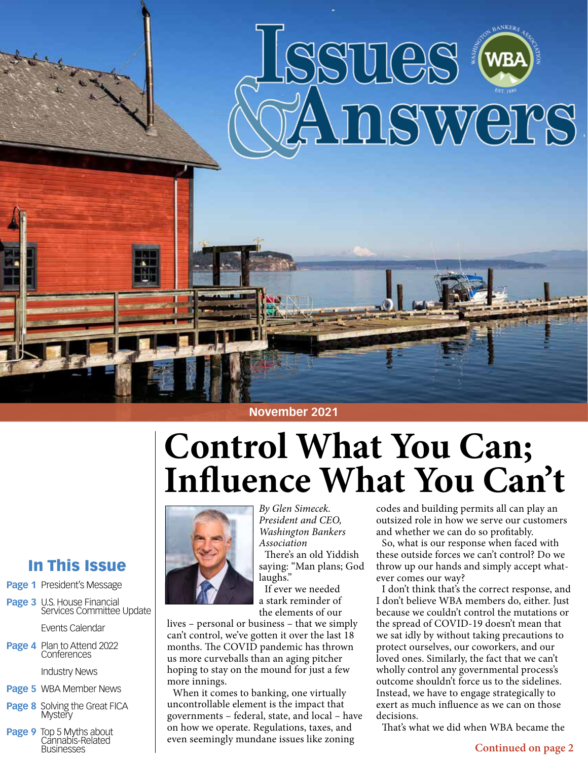# Issues & Answers

November 2021

## In This Issue

**Page 1** President's Message

**Page 3** U.S. House Financial Services Committee Update

Events Calendar

**Page 4** Plan to Attend 2022 Conferences

Industry News

**Page 5** WBA Member News

**Page 8** Solving the Great FICA Mystery

**Page 9** Top 5 Myths about Cannabis-Related Businesses

# Control What You Can; Influence What You Can't

*By Glen Simecek.*
*President and CEO,*
*Washington Bankers Association*

There's an old Yiddish saying: "Man plans; God laughs."

If ever we needed a stark reminder of the elements of our lives – personal or business – that we simply can't control, we've gotten it over the last 18 months. The COVID pandemic has thrown us more curveballs than an aging pitcher hoping to stay on the mound for just a few more innings.

When it comes to banking, one virtually uncontrollable element is the impact that governments – federal, state, and local – have on how we operate. Regulations, taxes, and even seemingly mundane issues like zoning codes and building permits all can play an outsized role in how we serve our customers and whether we can do so profitably.

So, what is our response when faced with these outside forces we can't control? Do we throw up our hands and simply accept whatever comes our way?

I don't think that's the correct response, and I don't believe WBA members do, either. Just because we couldn't control the mutations or the spread of COVID-19 doesn't mean that we sat idly by without taking precautions to protect ourselves, our coworkers, and our loved ones. Similarly, the fact that we can't wholly control any governmental process's outcome shouldn't force us to the sidelines. Instead, we have to engage strategically to exert as much influence as we can on those decisions.

That's what we did when WBA became the

**Continued on page 2**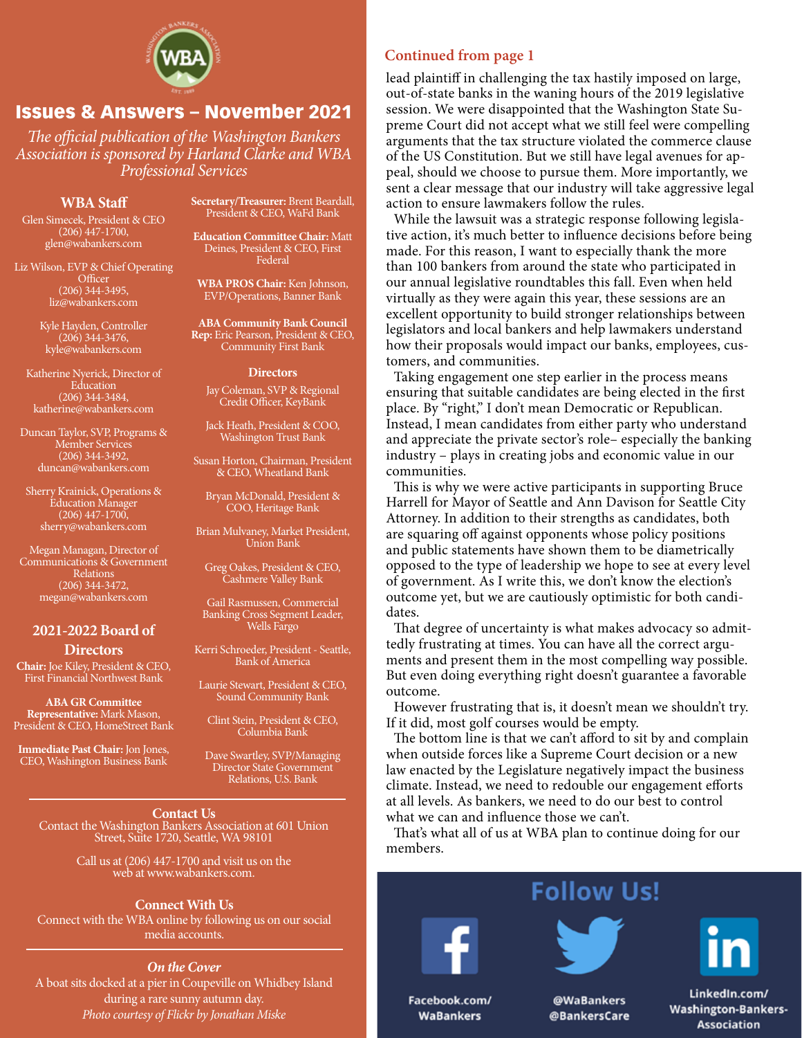# Issues & Answers – November 2021

*The official publication of the Washington Bankers Association is sponsored by Harland Clarke and WBA Professional Services*

## WBA Staff

Glen Simecek, President & CEO
(206) 447-1700,
glen@wabankers.com

Liz Wilson, EVP & Chief Operating Officer
(206) 344-3495,
liz@wabankers.com

Kyle Hayden, Controller
(206) 344-3476,
kyle@wabankers.com

Katherine Nyerick, Director of Education
(206) 344-3484,
katherine@wabankers.com

Duncan Taylor, SVP, Programs & Member Services
(206) 344-3492,
duncan@wabankers.com

Sherry Krainick, Operations & Education Manager
(206) 447-1700,
sherry@wabankers.com

Megan Managan, Director of Communications & Government Relations
(206) 344-3472,
megan@wabankers.com

## 2021-2022 Board of Directors

**Chair:** Joe Kiley, President & CEO, First Financial Northwest Bank

**ABA GR Committee Representative:** Mark Mason, President & CEO, HomeStreet Bank

**Immediate Past Chair:** Jon Jones, CEO, Washington Business Bank

**Secretary/Treasurer:** Brent Beardall, President & CEO, WaFd Bank

**Education Committee Chair:** Matt Deines, President & CEO, First Federal

**WBA PROS Chair:** Ken Johnson, EVP/Operations, Banner Bank

**ABA Community Bank Council Rep:** Eric Pearson, President & CEO, Community First Bank

### Directors

Jay Coleman, SVP & Regional Credit Officer, KeyBank

Jack Heath, President & COO, Washington Trust Bank

Susan Horton, Chairman, President & CEO, Wheatland Bank

Bryan McDonald, President & COO, Heritage Bank

Brian Mulvaney, Market President, Union Bank

Greg Oakes, President & CEO, Cashmere Valley Bank

Gail Rasmussen, Commercial Banking Cross Segment Leader, Wells Fargo

Kerri Schroeder, President - Seattle, Bank of America

Laurie Stewart, President & CEO, Sound Community Bank

Clint Stein, President & CEO, Columbia Bank

Dave Swartley, SVP/Managing Director State Government Relations, U.S. Bank

### Contact Us

Contact the Washington Bankers Association at 601 Union Street, Suite 1720, Seattle, WA 98101

Call us at (206) 447-1700 and visit us on the web at www.wabankers.com.

### Connect With Us

Connect with the WBA online by following us on our social media accounts.

### *On the Cover*

A boat sits docked at a pier in Coupeville on Whidbey Island during a rare sunny autumn day.
*Photo courtesy of Flickr by Jonathan Miske*

## Continued from page 1

lead plaintiff in challenging the tax hastily imposed on large, out-of-state banks in the waning hours of the 2019 legislative session. We were disappointed that the Washington State Supreme Court did not accept what we still feel were compelling arguments that the tax structure violated the commerce clause of the US Constitution. But we still have legal avenues for appeal, should we choose to pursue them. More importantly, we sent a clear message that our industry will take aggressive legal action to ensure lawmakers follow the rules.

While the lawsuit was a strategic response following legislative action, it's much better to influence decisions before being made. For this reason, I want to especially thank the more than 100 bankers from around the state who participated in our annual legislative roundtables this fall. Even when held virtually as they were again this year, these sessions are an excellent opportunity to build stronger relationships between legislators and local bankers and help lawmakers understand how their proposals would impact our banks, employees, customers, and communities.

Taking engagement one step earlier in the process means ensuring that suitable candidates are being elected in the first place. By "right," I don't mean Democratic or Republican. Instead, I mean candidates from either party who understand and appreciate the private sector's role– especially the banking industry – plays in creating jobs and economic value in our communities.

This is why we were active participants in supporting Bruce Harrell for Mayor of Seattle and Ann Davison for Seattle City Attorney. In addition to their strengths as candidates, both are squaring off against opponents whose policy positions and public statements have shown them to be diametrically opposed to the type of leadership we hope to see at every level of government. As I write this, we don't know the election's outcome yet, but we are cautiously optimistic for both candidates.

That degree of uncertainty is what makes advocacy so admittedly frustrating at times. You can have all the correct arguments and present them in the most compelling way possible. But even doing everything right doesn't guarantee a favorable outcome.

However frustrating that is, it doesn't mean we shouldn't try. If it did, most golf courses would be empty.

The bottom line is that we can't afford to sit by and complain when outside forces like a Supreme Court decision or a new law enacted by the Legislature negatively impact the business climate. Instead, we need to redouble our engagement efforts at all levels. As bankers, we need to do our best to control what we can and influence those we can't.

That's what all of us at WBA plan to continue doing for our members.

## Follow Us!

Facebook.com/WaBankers

@WaBankers
@BankersCare

LinkedIn.com/Washington-Bankers-Association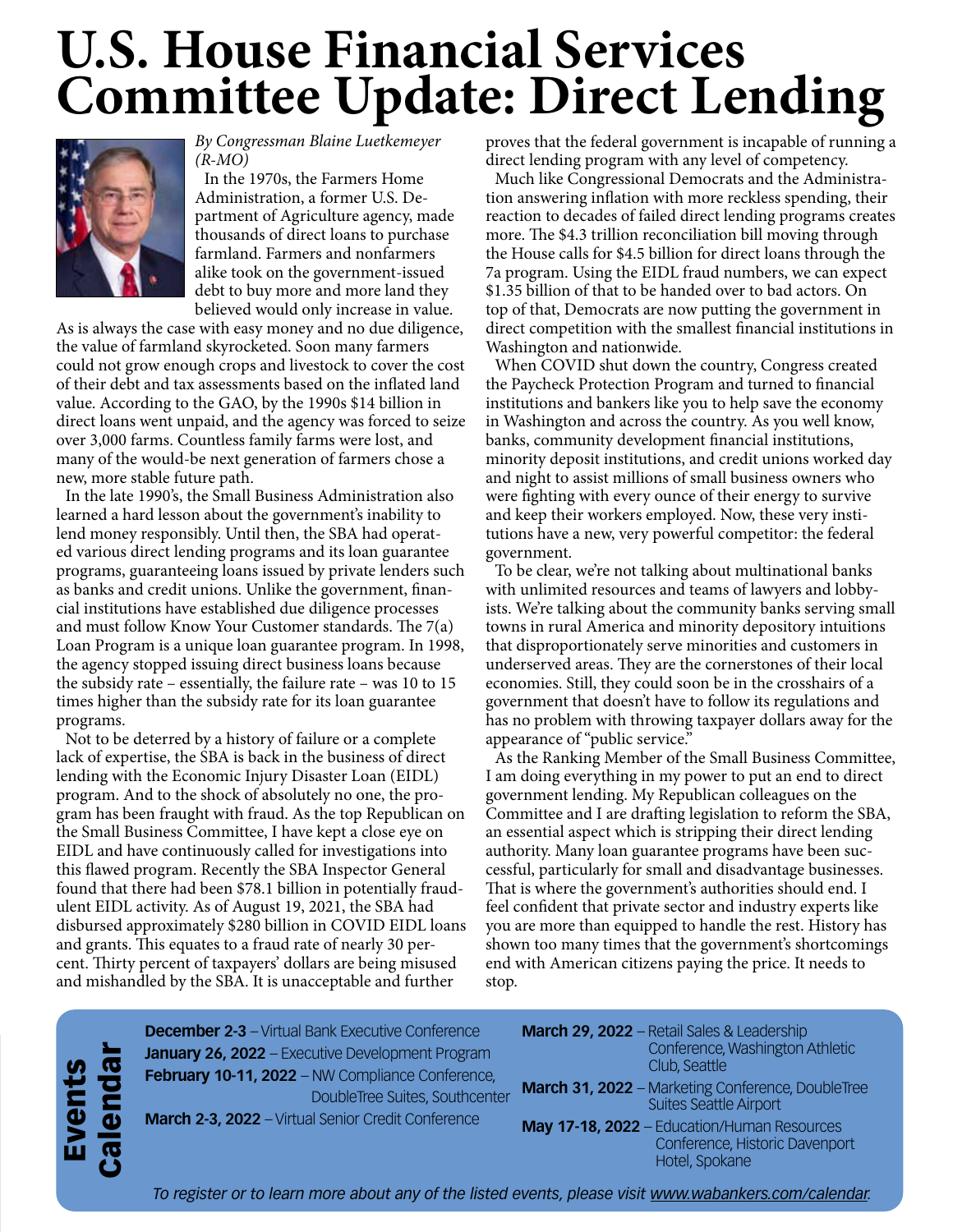# U.S. House Financial Services Committee Update: Direct Lending

*By Congressman Blaine Luetkemeyer (R-MO)*

In the 1970s, the Farmers Home Administration, a former U.S. Department of Agriculture agency, made thousands of direct loans to purchase farmland. Farmers and nonfarmers alike took on the government-issued debt to buy more and more land they believed would only increase in value. As is always the case with easy money and no due diligence, the value of farmland skyrocketed. Soon many farmers could not grow enough crops and livestock to cover the cost of their debt and tax assessments based on the inflated land value. According to the GAO, by the 1990s $14 billion in direct loans went unpaid, and the agency was forced to seize over 3,000 farms. Countless family farms were lost, and many of the would-be next generation of farmers chose a new, more stable future path.

In the late 1990's, the Small Business Administration also learned a hard lesson about the government's inability to lend money responsibly. Until then, the SBA had operated various direct lending programs and its loan guarantee programs, guaranteeing loans issued by private lenders such as banks and credit unions. Unlike the government, financial institutions have established due diligence processes and must follow Know Your Customer standards. The 7(a) Loan Program is a unique loan guarantee program. In 1998, the agency stopped issuing direct business loans because the subsidy rate – essentially, the failure rate – was 10 to 15 times higher than the subsidy rate for its loan guarantee programs.

Not to be deterred by a history of failure or a complete lack of expertise, the SBA is back in the business of direct lending with the Economic Injury Disaster Loan (EIDL) program. And to the shock of absolutely no one, the program has been fraught with fraud. As the top Republican on the Small Business Committee, I have kept a close eye on EIDL and have continuously called for investigations into this flawed program. Recently the SBA Inspector General found that there had been $78.1 billion in potentially fraudulent EIDL activity. As of August 19, 2021, the SBA had disbursed approximately $280 billion in COVID EIDL loans and grants. This equates to a fraud rate of nearly 30 percent. Thirty percent of taxpayers' dollars are being misused and mishandled by the SBA. It is unacceptable and further proves that the federal government is incapable of running a direct lending program with any level of competency.

Much like Congressional Democrats and the Administration answering inflation with more reckless spending, their reaction to decades of failed direct lending programs creates more. The $4.3 trillion reconciliation bill moving through the House calls for $4.5 billion for direct loans through the 7a program. Using the EIDL fraud numbers, we can expect $1.35 billion of that to be handed over to bad actors. On top of that, Democrats are now putting the government in direct competition with the smallest financial institutions in Washington and nationwide.

When COVID shut down the country, Congress created the Paycheck Protection Program and turned to financial institutions and bankers like you to help save the economy in Washington and across the country. As you well know, banks, community development financial institutions, minority deposit institutions, and credit unions worked day and night to assist millions of small business owners who were fighting with every ounce of their energy to survive and keep their workers employed. Now, these very institutions have a new, very powerful competitor: the federal government.

To be clear, we're not talking about multinational banks with unlimited resources and teams of lawyers and lobbyists. We're talking about the community banks serving small towns in rural America and minority depository intuitions that disproportionately serve minorities and customers in underserved areas. They are the cornerstones of their local economies. Still, they could soon be in the crosshairs of a government that doesn't have to follow its regulations and has no problem with throwing taxpayer dollars away for the appearance of "public service."

As the Ranking Member of the Small Business Committee, I am doing everything in my power to put an end to direct government lending. My Republican colleagues on the Committee and I are drafting legislation to reform the SBA, an essential aspect which is stripping their direct lending authority. Many loan guarantee programs have been successful, particularly for small and disadvantage businesses. That is where the government's authorities should end. I feel confident that private sector and industry experts like you are more than equipped to handle the rest. History has shown too many times that the government's shortcomings end with American citizens paying the price. It needs to stop.

## Events Calendar

- **December 2-3** – Virtual Bank Executive Conference
- **January 26, 2022** – Executive Development Program
- **February 10-11, 2022** – NW Compliance Conference, DoubleTree Suites, Southcenter
- **March 2-3, 2022** – Virtual Senior Credit Conference
- **March 29, 2022** – Retail Sales & Leadership Conference, Washington Athletic Club, Seattle
- **March 31, 2022** – Marketing Conference, DoubleTree Suites Seattle Airport
- **May 17-18, 2022** – Education/Human Resources Conference, Historic Davenport Hotel, Spokane

*To register or to learn more about any of the listed events, please visit www.wabankers.com/calendar.*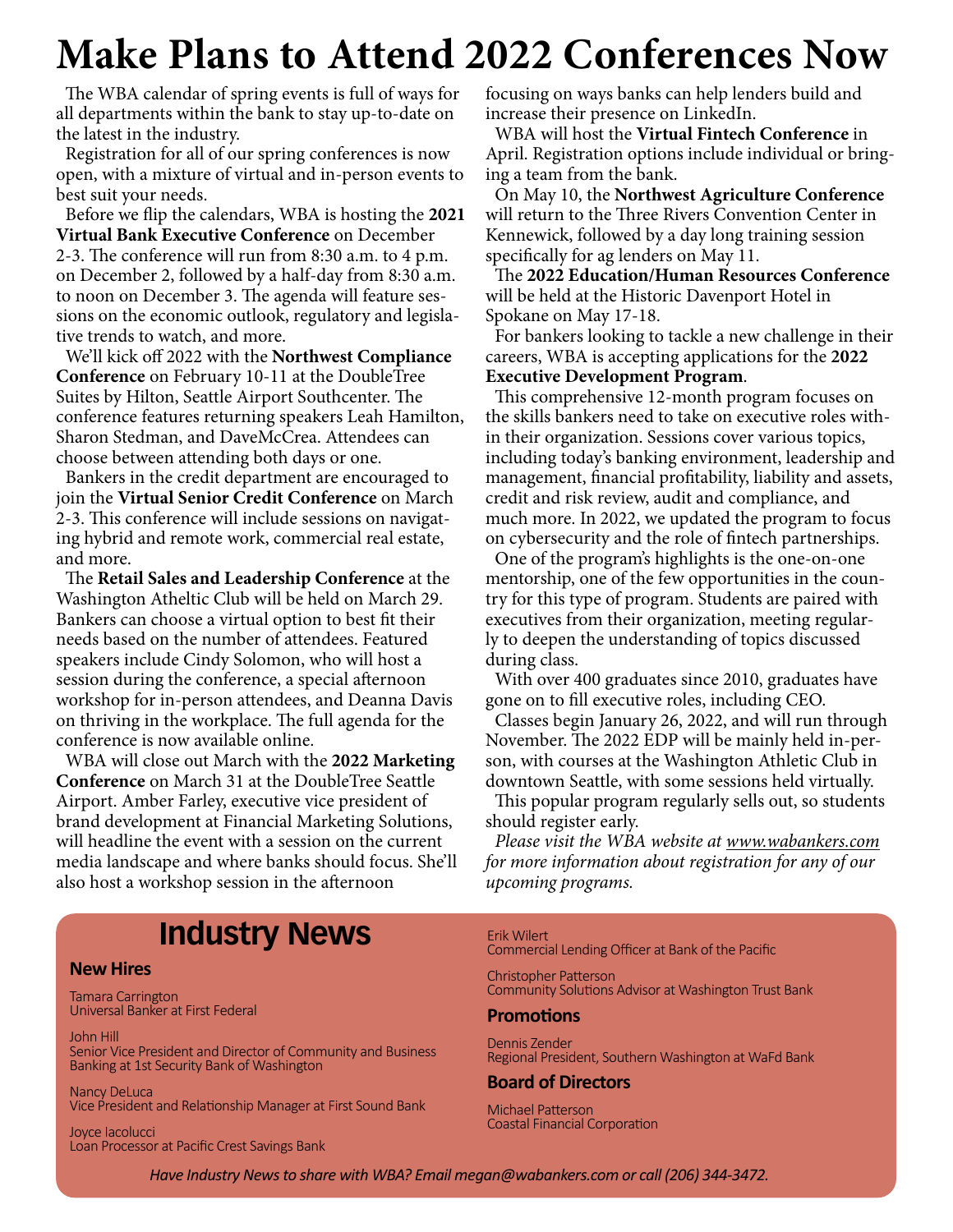# Make Plans to Attend 2022 Conferences Now

The WBA calendar of spring events is full of ways for all departments within the bank to stay up-to-date on the latest in the industry.

Registration for all of our spring conferences is now open, with a mixture of virtual and in-person events to best suit your needs.

Before we flip the calendars, WBA is hosting the **2021 Virtual Bank Executive Conference** on December 2-3. The conference will run from 8:30 a.m. to 4 p.m. on December 2, followed by a half-day from 8:30 a.m. to noon on December 3. The agenda will feature sessions on the economic outlook, regulatory and legislative trends to watch, and more.

We'll kick off 2022 with the **Northwest Compliance Conference** on February 10-11 at the DoubleTree Suites by Hilton, Seattle Airport Southcenter. The conference features returning speakers Leah Hamilton, Sharon Stedman, and DaveMcCrea. Attendees can choose between attending both days or one.

Bankers in the credit department are encouraged to join the **Virtual Senior Credit Conference** on March 2-3. This conference will include sessions on navigating hybrid and remote work, commercial real estate, and more.

The **Retail Sales and Leadership Conference** at the Washington Atheltic Club will be held on March 29. Bankers can choose a virtual option to best fit their needs based on the number of attendees. Featured speakers include Cindy Solomon, who will host a session during the conference, a special afternoon workshop for in-person attendees, and Deanna Davis on thriving in the workplace. The full agenda for the conference is now available online.

WBA will close out March with the **2022 Marketing Conference** on March 31 at the DoubleTree Seattle Airport. Amber Farley, executive vice president of brand development at Financial Marketing Solutions, will headline the event with a session on the current media landscape and where banks should focus. She'll also host a workshop session in the afternoon focusing on ways banks can help lenders build and increase their presence on LinkedIn.

WBA will host the **Virtual Fintech Conference** in April. Registration options include individual or bringing a team from the bank.

On May 10, the **Northwest Agriculture Conference** will return to the Three Rivers Convention Center in Kennewick, followed by a day long training session specifically for ag lenders on May 11.

The **2022 Education/Human Resources Conference** will be held at the Historic Davenport Hotel in Spokane on May 17-18.

For bankers looking to tackle a new challenge in their careers, WBA is accepting applications for the **2022 Executive Development Program**.

This comprehensive 12-month program focuses on the skills bankers need to take on executive roles within their organization. Sessions cover various topics, including today's banking environment, leadership and management, financial profitability, liability and assets, credit and risk review, audit and compliance, and much more. In 2022, we updated the program to focus on cybersecurity and the role of fintech partnerships.

One of the program's highlights is the one-on-one mentorship, one of the few opportunities in the country for this type of program. Students are paired with executives from their organization, meeting regularly to deepen the understanding of topics discussed during class.

With over 400 graduates since 2010, graduates have gone on to fill executive roles, including CEO.

Classes begin January 26, 2022, and will run through November. The 2022 EDP will be mainly held in-person, with courses at the Washington Athletic Club in downtown Seattle, with some sessions held virtually.

This popular program regularly sells out, so students should register early.

*Please visit the WBA website at www.wabankers.com for more information about registration for any of our upcoming programs.*

## Industry News

### New Hires

Tamara Carrington
Universal Banker at First Federal

John Hill
Senior Vice President and Director of Community and Business Banking at 1st Security Bank of Washington

Nancy DeLuca
Vice President and Relationship Manager at First Sound Bank

Joyce Iacolucci
Loan Processor at Pacific Crest Savings Bank

Erik Wilert
Commercial Lending Officer at Bank of the Pacific

Christopher Patterson
Community Solutions Advisor at Washington Trust Bank

### Promotions

Dennis Zender
Regional President, Southern Washington at WaFd Bank

### Board of Directors

Michael Patterson
Coastal Financial Corporation

*Have Industry News to share with WBA? Email megan@wabankers.com or call (206) 344-3472.*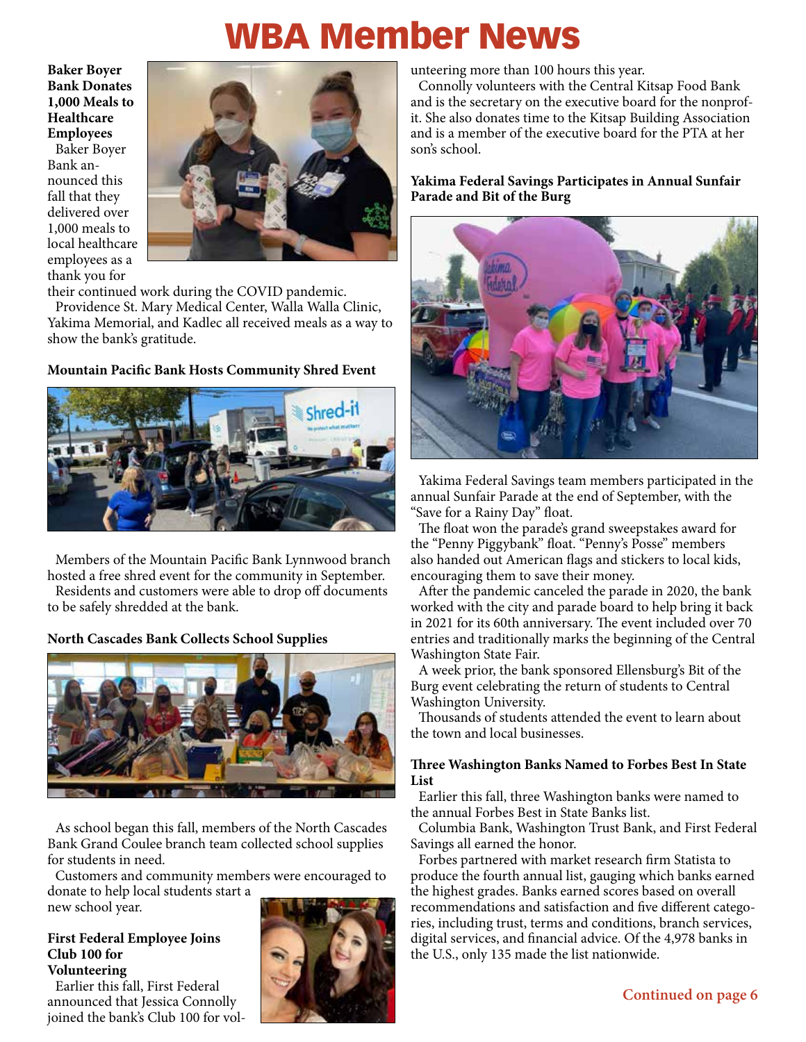# WBA Member News

**Baker Boyer Bank Donates 1,000 Meals to Healthcare Employees**

Baker Boyer Bank announced this fall that they delivered over 1,000 meals to local healthcare employees as a thank you for their continued work during the COVID pandemic.

Providence St. Mary Medical Center, Walla Walla Clinic, Yakima Memorial, and Kadlec all received meals as a way to show the bank's gratitude.

**Mountain Pacific Bank Hosts Community Shred Event**

Members of the Mountain Pacific Bank Lynnwood branch hosted a free shred event for the community in September.

Residents and customers were able to drop off documents to be safely shredded at the bank.

**North Cascades Bank Collects School Supplies**

As school began this fall, members of the North Cascades Bank Grand Coulee branch team collected school supplies for students in need.

Customers and community members were encouraged to donate to help local students start a new school year.

**First Federal Employee Joins Club 100 for Volunteering**

Earlier this fall, First Federal announced that Jessica Connolly joined the bank's Club 100 for volunteering more than 100 hours this year.

Connolly volunteers with the Central Kitsap Food Bank and is the secretary on the executive board for the nonprofit. She also donates time to the Kitsap Building Association and is a member of the executive board for the PTA at her son's school.

**Yakima Federal Savings Participates in Annual Sunfair Parade and Bit of the Burg**

Yakima Federal Savings team members participated in the annual Sunfair Parade at the end of September, with the "Save for a Rainy Day" float.

The float won the parade's grand sweepstakes award for the "Penny Piggybank" float. "Penny's Posse" members also handed out American flags and stickers to local kids, encouraging them to save their money.

After the pandemic canceled the parade in 2020, the bank worked with the city and parade board to help bring it back in 2021 for its 60th anniversary. The event included over 70 entries and traditionally marks the beginning of the Central Washington State Fair.

A week prior, the bank sponsored Ellensburg's Bit of the Burg event celebrating the return of students to Central Washington University.

Thousands of students attended the event to learn about the town and local businesses.

**Three Washington Banks Named to Forbes Best In State List**

Earlier this fall, three Washington banks were named to the annual Forbes Best in State Banks list.

Columbia Bank, Washington Trust Bank, and First Federal Savings all earned the honor.

Forbes partnered with market research firm Statista to produce the fourth annual list, gauging which banks earned the highest grades. Banks earned scores based on overall recommendations and satisfaction and five different categories, including trust, terms and conditions, branch services, digital services, and financial advice. Of the 4,978 banks in the U.S., only 135 made the list nationwide.

**Continued on page 6**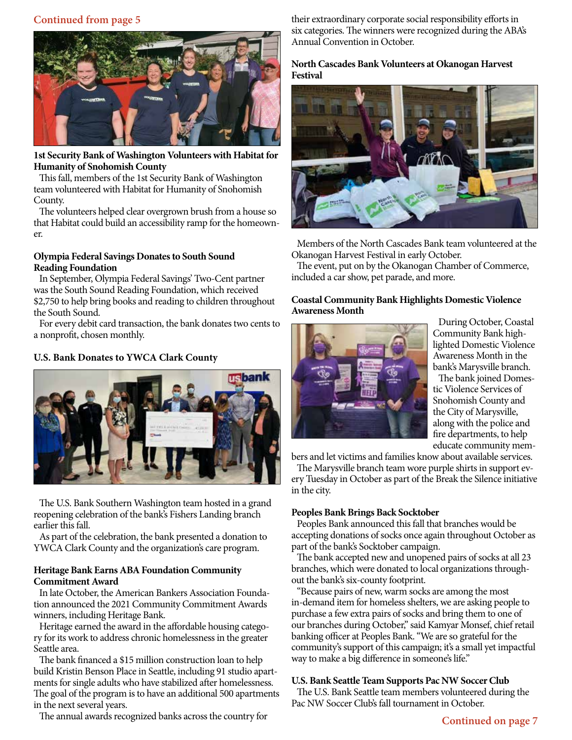Continued from page 5

**1st Security Bank of Washington Volunteers with Habitat for Humanity of Snohomish County**

This fall, members of the 1st Security Bank of Washington team volunteered with Habitat for Humanity of Snohomish County.

The volunteers helped clear overgrown brush from a house so that Habitat could build an accessibility ramp for the homeowner.

**Olympia Federal Savings Donates to South Sound Reading Foundation**

In September, Olympia Federal Savings' Two-Cent partner was the South Sound Reading Foundation, which received $2,750 to help bring books and reading to children throughout the South Sound.

For every debit card transaction, the bank donates two cents to a nonprofit, chosen monthly.

**U.S. Bank Donates to YWCA Clark County**

The U.S. Bank Southern Washington team hosted in a grand reopening celebration of the bank's Fishers Landing branch earlier this fall.

As part of the celebration, the bank presented a donation to YWCA Clark County and the organization's care program.

**Heritage Bank Earns ABA Foundation Community Commitment Award**

In late October, the American Bankers Association Foundation announced the 2021 Community Commitment Awards winners, including Heritage Bank.

Heritage earned the award in the affordable housing category for its work to address chronic homelessness in the greater Seattle area.

The bank financed a $15 million construction loan to help build Kristin Benson Place in Seattle, including 91 studio apartments for single adults who have stabilized after homelessness. The goal of the program is to have an additional 500 apartments in the next several years.

The annual awards recognized banks across the country for their extraordinary corporate social responsibility efforts in six categories. The winners were recognized during the ABA's Annual Convention in October.

**North Cascades Bank Volunteers at Okanogan Harvest Festival**

Members of the North Cascades Bank team volunteered at the Okanogan Harvest Festival in early October.

The event, put on by the Okanogan Chamber of Commerce, included a car show, pet parade, and more.

**Coastal Community Bank Highlights Domestic Violence Awareness Month**

During October, Coastal Community Bank highlighted Domestic Violence Awareness Month in the bank's Marysville branch.

The bank joined Domestic Violence Services of Snohomish County and the City of Marysville, along with the police and fire departments, to help educate community members and let victims and families know about available services.

The Marysville branch team wore purple shirts in support every Tuesday in October as part of the Break the Silence initiative in the city.

**Peoples Bank Brings Back Socktober**

Peoples Bank announced this fall that branches would be accepting donations of socks once again throughout October as part of the bank's Socktober campaign.

The bank accepted new and unopened pairs of socks at all 23 branches, which were donated to local organizations throughout the bank's six-county footprint.

"Because pairs of new, warm socks are among the most in-demand item for homeless shelters, we are asking people to purchase a few extra pairs of socks and bring them to one of our branches during October," said Kamyar Monsef, chief retail banking officer at Peoples Bank. "We are so grateful for the community's support of this campaign; it's a small yet impactful way to make a big difference in someone's life."

**U.S. Bank Seattle Team Supports Pac NW Soccer Club**

The U.S. Bank Seattle team members volunteered during the Pac NW Soccer Club's fall tournament in October.

Continued on page 7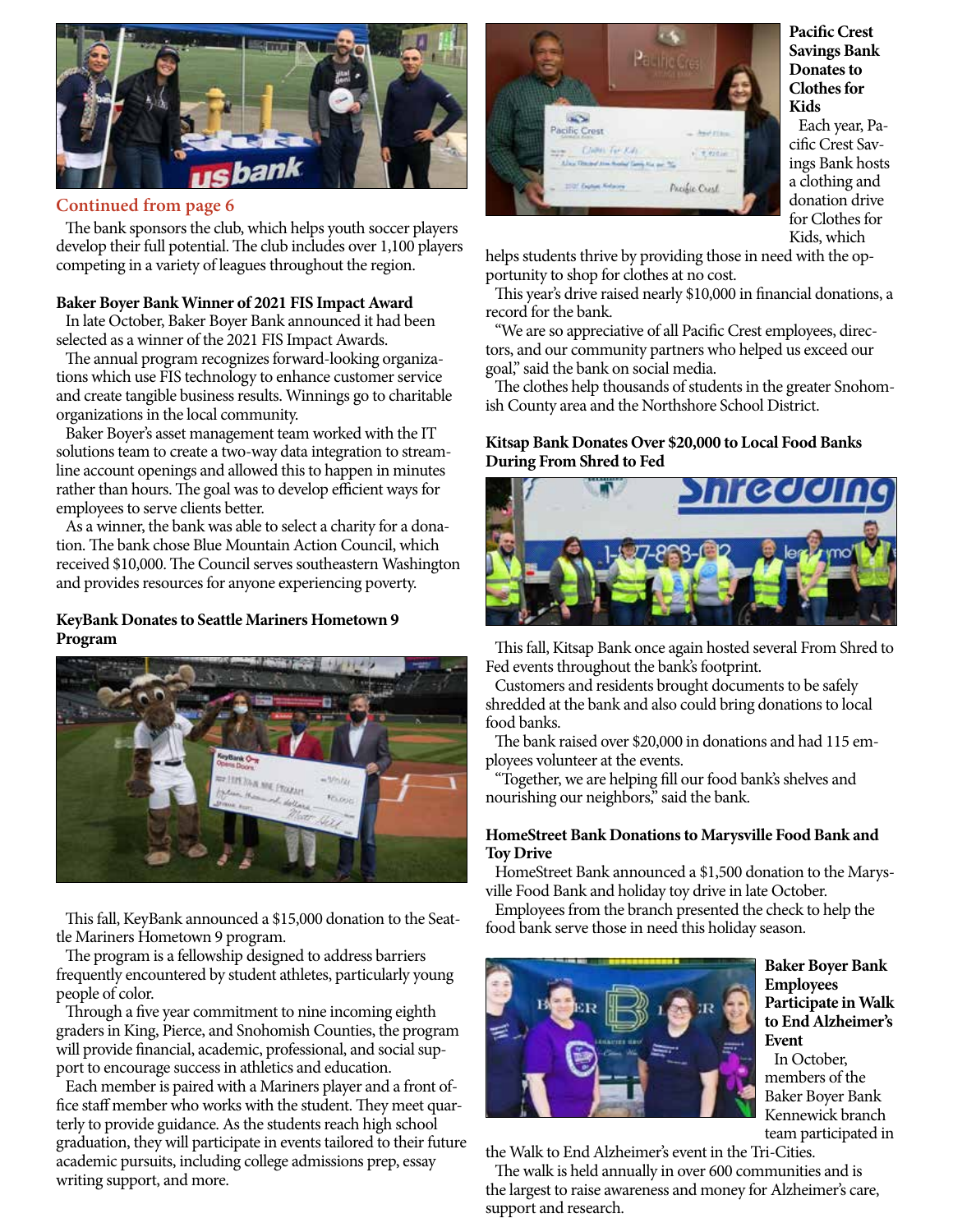**Continued from page 6**

The bank sponsors the club, which helps youth soccer players develop their full potential. The club includes over 1,100 players competing in a variety of leagues throughout the region.

### Baker Boyer Bank Winner of 2021 FIS Impact Award

In late October, Baker Boyer Bank announced it had been selected as a winner of the 2021 FIS Impact Awards.

The annual program recognizes forward-looking organizations which use FIS technology to enhance customer service and create tangible business results. Winnings go to charitable organizations in the local community.

Baker Boyer's asset management team worked with the IT solutions team to create a two-way data integration to streamline account openings and allowed this to happen in minutes rather than hours. The goal was to develop efficient ways for employees to serve clients better.

As a winner, the bank was able to select a charity for a donation. The bank chose Blue Mountain Action Council, which received $10,000. The Council serves southeastern Washington and provides resources for anyone experiencing poverty.

### KeyBank Donates to Seattle Mariners Hometown 9 Program

This fall, KeyBank announced a $15,000 donation to the Seattle Mariners Hometown 9 program.

The program is a fellowship designed to address barriers frequently encountered by student athletes, particularly young people of color.

Through a five year commitment to nine incoming eighth graders in King, Pierce, and Snohomish Counties, the program will provide financial, academic, professional, and social support to encourage success in athletics and education.

Each member is paired with a Mariners player and a front office staff member who works with the student. They meet quarterly to provide guidance. As the students reach high school graduation, they will participate in events tailored to their future academic pursuits, including college admissions prep, essay writing support, and more.

### Pacific Crest Savings Bank Donates to Clothes for Kids

Each year, Pacific Crest Savings Bank hosts a clothing and donation drive for Clothes for Kids, which helps students thrive by providing those in need with the opportunity to shop for clothes at no cost.

This year's drive raised nearly $10,000 in financial donations, a record for the bank.

"We are so appreciative of all Pacific Crest employees, directors, and our community partners who helped us exceed our goal," said the bank on social media.

The clothes help thousands of students in the greater Snohomish County area and the Northshore School District.

### Kitsap Bank Donates Over $20,000 to Local Food Banks During From Shred to Fed

This fall, Kitsap Bank once again hosted several From Shred to Fed events throughout the bank's footprint.

Customers and residents brought documents to be safely shredded at the bank and also could bring donations to local food banks.

The bank raised over $20,000 in donations and had 115 employees volunteer at the events.

"Together, we are helping fill our food bank's shelves and nourishing our neighbors," said the bank.

### HomeStreet Bank Donations to Marysville Food Bank and Toy Drive

HomeStreet Bank announced a $1,500 donation to the Marysville Food Bank and holiday toy drive in late October.

Employees from the branch presented the check to help the food bank serve those in need this holiday season.

### Baker Boyer Bank Employees Participate in Walk to End Alzheimer's Event

In October, members of the Baker Boyer Bank Kennewick branch team participated in the Walk to End Alzheimer's event in the Tri-Cities.

The walk is held annually in over 600 communities and is the largest to raise awareness and money for Alzheimer's care, support and research.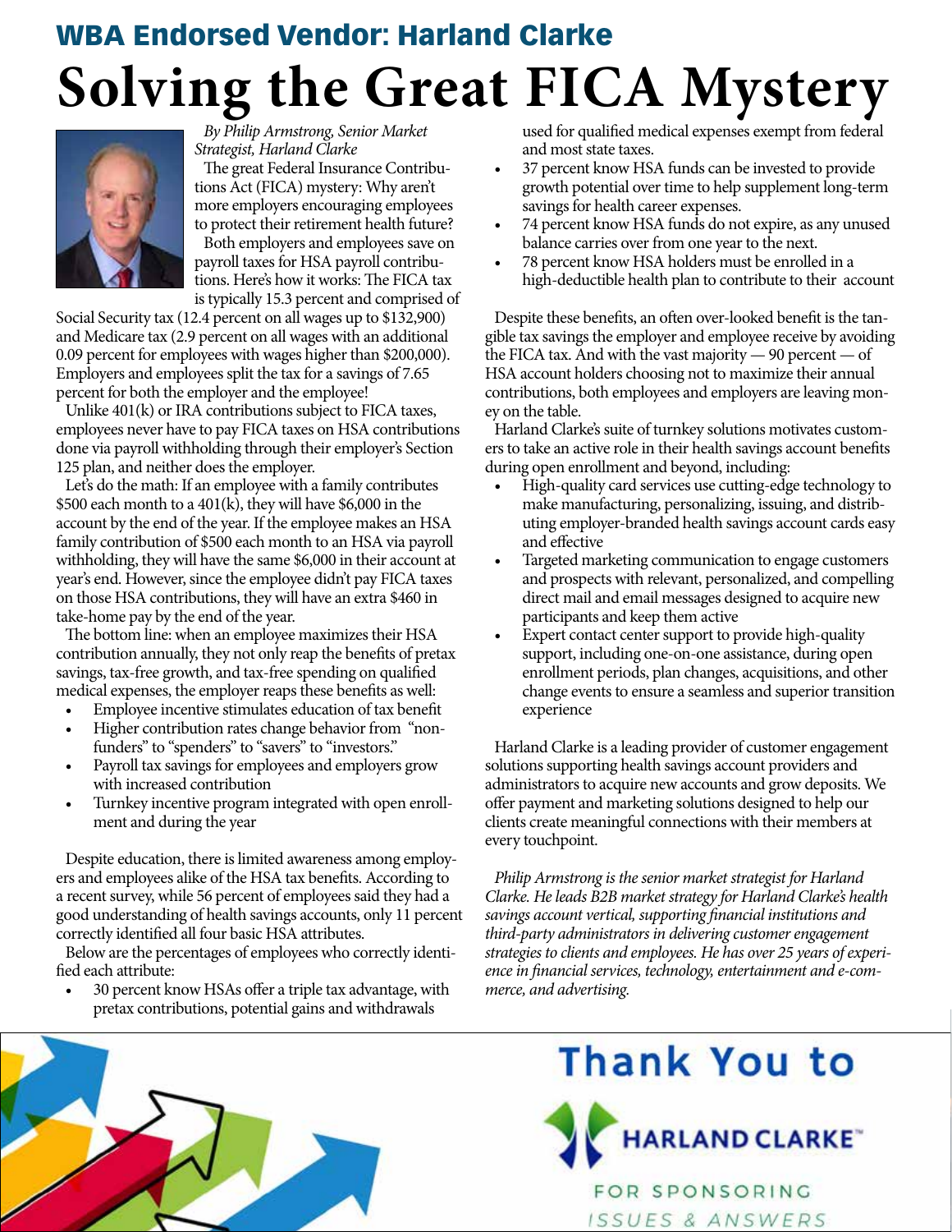## WBA Endorsed Vendor: Harland Clarke

# Solving the Great FICA Mystery

*By Philip Armstrong, Senior Market Strategist, Harland Clarke*

The great Federal Insurance Contributions Act (FICA) mystery: Why aren't more employers encouraging employees to protect their retirement health future?

Both employers and employees save on payroll taxes for HSA payroll contributions. Here's how it works: The FICA tax is typically 15.3 percent and comprised of Social Security tax (12.4 percent on all wages up to $132,900) and Medicare tax (2.9 percent on all wages with an additional 0.09 percent for employees with wages higher than $200,000). Employers and employees split the tax for a savings of 7.65 percent for both the employer and the employee!

Unlike 401(k) or IRA contributions subject to FICA taxes, employees never have to pay FICA taxes on HSA contributions done via payroll withholding through their employer's Section 125 plan, and neither does the employer.

Let's do the math: If an employee with a family contributes $500 each month to a 401(k), they will have $6,000 in the account by the end of the year. If the employee makes an HSA family contribution of $500 each month to an HSA via payroll withholding, they will have the same $6,000 in their account at year's end. However, since the employee didn't pay FICA taxes on those HSA contributions, they will have an extra $460 in take-home pay by the end of the year.

The bottom line: when an employee maximizes their HSA contribution annually, they not only reap the benefits of pretax savings, tax-free growth, and tax-free spending on qualified medical expenses, the employer reaps these benefits as well:

- Employee incentive stimulates education of tax benefit
- Higher contribution rates change behavior from "non-funders" to "spenders" to "savers" to "investors."
- Payroll tax savings for employees and employers grow with increased contribution
- Turnkey incentive program integrated with open enrollment and during the year

Despite education, there is limited awareness among employers and employees alike of the HSA tax benefits. According to a recent survey, while 56 percent of employees said they had a good understanding of health savings accounts, only 11 percent correctly identified all four basic HSA attributes.

Below are the percentages of employees who correctly identified each attribute:

- 30 percent know HSAs offer a triple tax advantage, with pretax contributions, potential gains and withdrawals used for qualified medical expenses exempt from federal and most state taxes.
- 37 percent know HSA funds can be invested to provide growth potential over time to help supplement long-term savings for health career expenses.
- 74 percent know HSA funds do not expire, as any unused balance carries over from one year to the next.
- 78 percent know HSA holders must be enrolled in a high-deductible health plan to contribute to their account

Despite these benefits, an often over-looked benefit is the tangible tax savings the employer and employee receive by avoiding the FICA tax. And with the vast majority — 90 percent — of HSA account holders choosing not to maximize their annual contributions, both employees and employers are leaving money on the table.

Harland Clarke's suite of turnkey solutions motivates customers to take an active role in their health savings account benefits during open enrollment and beyond, including:

- High-quality card services use cutting-edge technology to make manufacturing, personalizing, issuing, and distributing employer-branded health savings account cards easy and effective
- Targeted marketing communication to engage customers and prospects with relevant, personalized, and compelling direct mail and email messages designed to acquire new participants and keep them active
- Expert contact center support to provide high-quality support, including one-on-one assistance, during open enrollment periods, plan changes, acquisitions, and other change events to ensure a seamless and superior transition experience

Harland Clarke is a leading provider of customer engagement solutions supporting health savings account providers and administrators to acquire new accounts and grow deposits. We offer payment and marketing solutions designed to help our clients create meaningful connections with their members at every touchpoint.

*Philip Armstrong is the senior market strategist for Harland Clarke. He leads B2B market strategy for Harland Clarke's health savings account vertical, supporting financial institutions and third-party administrators in delivering customer engagement strategies to clients and employees. He has over 25 years of experience in financial services, technology, entertainment and e-commerce, and advertising.*

**Thank You to HARLAND CLARKE for sponsoring Issues & Answers**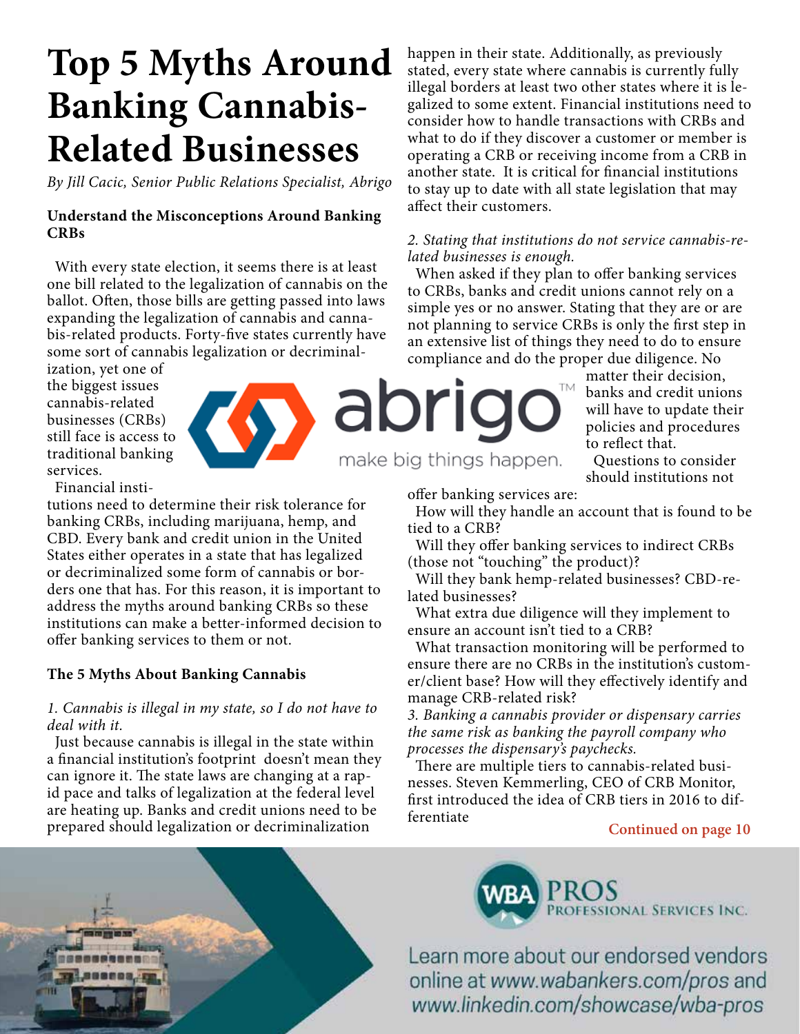# Top 5 Myths Around Banking Cannabis-Related Businesses

*By Jill Cacic, Senior Public Relations Specialist, Abrigo*

**Understand the Misconceptions Around Banking CRBs**

With every state election, it seems there is at least one bill related to the legalization of cannabis on the ballot. Often, those bills are getting passed into laws expanding the legalization of cannabis and cannabis-related products. Forty-five states currently have some sort of cannabis legalization or decriminalization, yet one of the biggest issues cannabis-related businesses (CRBs) still face is access to traditional banking services.

Financial institutions need to determine their risk tolerance for banking CRBs, including marijuana, hemp, and CBD. Every bank and credit union in the United States either operates in a state that has legalized or decriminalized some form of cannabis or borders one that has. For this reason, it is important to address the myths around banking CRBs so these institutions can make a better-informed decision to offer banking services to them or not.

**The 5 Myths About Banking Cannabis**

*1. Cannabis is illegal in my state, so I do not have to deal with it.*

Just because cannabis is illegal in the state within a financial institution's footprint doesn't mean they can ignore it. The state laws are changing at a rapid pace and talks of legalization at the federal level are heating up. Banks and credit unions need to be prepared should legalization or decriminalization happen in their state. Additionally, as previously stated, every state where cannabis is currently fully illegal borders at least two other states where it is legalized to some extent. Financial institutions need to consider how to handle transactions with CRBs and what to do if they discover a customer or member is operating a CRB or receiving income from a CRB in another state. It is critical for financial institutions to stay up to date with all state legislation that may affect their customers.

*2. Stating that institutions do not service cannabis-related businesses is enough.*

When asked if they plan to offer banking services to CRBs, banks and credit unions cannot rely on a simple yes or no answer. Stating that they are or are not planning to service CRBs is only the first step in an extensive list of things they need to do to ensure compliance and do the proper due diligence. No matter their decision, banks and credit unions will have to update their policies and procedures to reflect that.

Questions to consider should institutions not offer banking services are:

How will they handle an account that is found to be tied to a CRB?

Will they offer banking services to indirect CRBs (those not "touching" the product)?

Will they bank hemp-related businesses? CBD-related businesses?

What extra due diligence will they implement to ensure an account isn't tied to a CRB?

What transaction monitoring will be performed to ensure there are no CRBs in the institution's customer/client base? How will they effectively identify and manage CRB-related risk?

*3. Banking a cannabis provider or dispensary carries the same risk as banking the payroll company who processes the dispensary's paychecks.*

There are multiple tiers to cannabis-related businesses. Steven Kemmerling, CEO of CRB Monitor, first introduced the idea of CRB tiers in 2016 to differentiate

**Continued on page 10**

Learn more about our endorsed vendors online at www.wabankers.com/pros and www.linkedin.com/showcase/wba-pros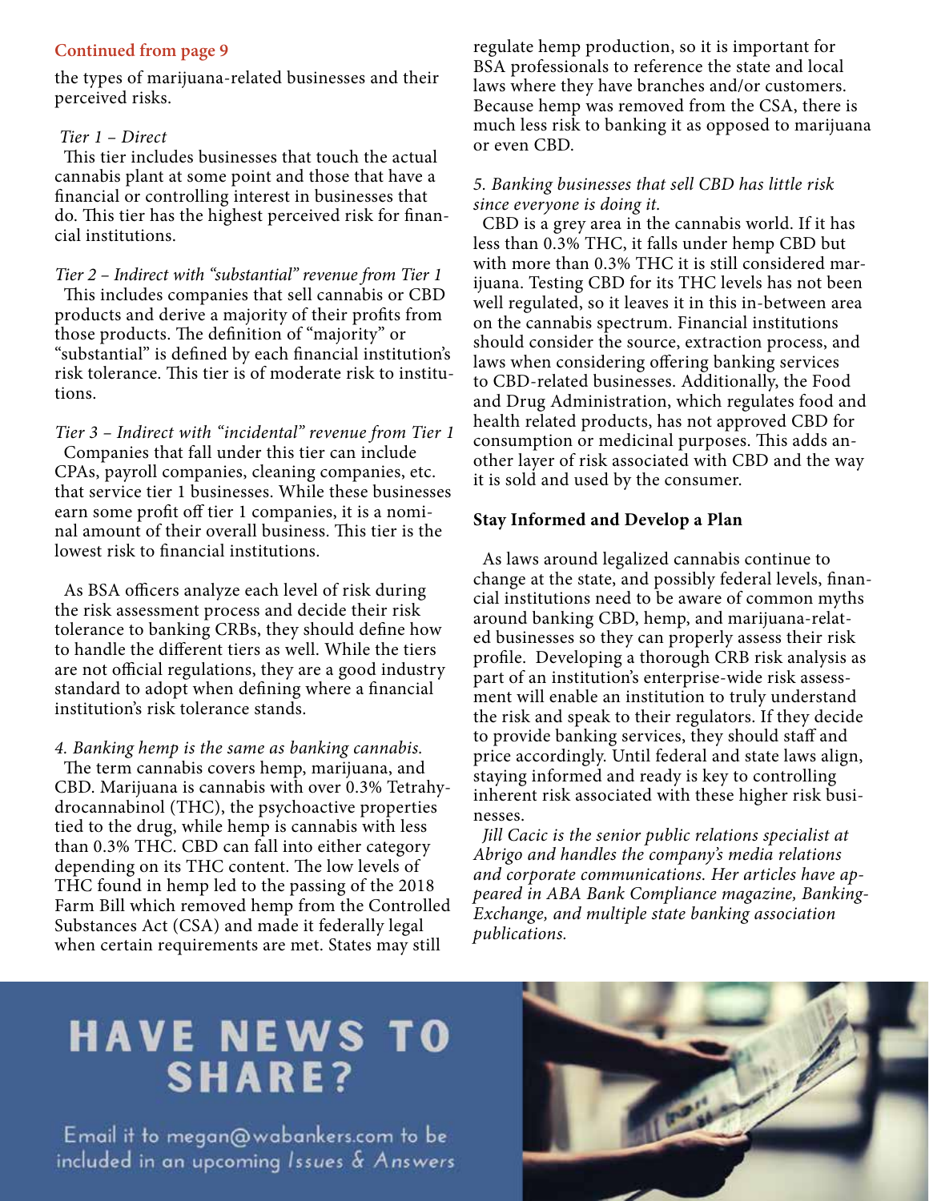**Continued from page 9**

the types of marijuana-related businesses and their perceived risks.

*Tier 1 – Direct*

This tier includes businesses that touch the actual cannabis plant at some point and those that have a financial or controlling interest in businesses that do. This tier has the highest perceived risk for financial institutions.

*Tier 2 – Indirect with "substantial" revenue from Tier 1*

This includes companies that sell cannabis or CBD products and derive a majority of their profits from those products. The definition of "majority" or "substantial" is defined by each financial institution's risk tolerance. This tier is of moderate risk to institutions.

*Tier 3 – Indirect with "incidental" revenue from Tier 1*

Companies that fall under this tier can include CPAs, payroll companies, cleaning companies, etc. that service tier 1 businesses. While these businesses earn some profit off tier 1 companies, it is a nominal amount of their overall business. This tier is the lowest risk to financial institutions.

As BSA officers analyze each level of risk during the risk assessment process and decide their risk tolerance to banking CRBs, they should define how to handle the different tiers as well. While the tiers are not official regulations, they are a good industry standard to adopt when defining where a financial institution's risk tolerance stands.

*4. Banking hemp is the same as banking cannabis.*

The term cannabis covers hemp, marijuana, and CBD. Marijuana is cannabis with over 0.3% Tetrahydrocannabinol (THC), the psychoactive properties tied to the drug, while hemp is cannabis with less than 0.3% THC. CBD can fall into either category depending on its THC content. The low levels of THC found in hemp led to the passing of the 2018 Farm Bill which removed hemp from the Controlled Substances Act (CSA) and made it federally legal when certain requirements are met. States may still regulate hemp production, so it is important for BSA professionals to reference the state and local laws where they have branches and/or customers. Because hemp was removed from the CSA, there is much less risk to banking it as opposed to marijuana or even CBD.

*5. Banking businesses that sell CBD has little risk since everyone is doing it.*

CBD is a grey area in the cannabis world. If it has less than 0.3% THC, it falls under hemp CBD but with more than 0.3% THC it is still considered marijuana. Testing CBD for its THC levels has not been well regulated, so it leaves it in this in-between area on the cannabis spectrum. Financial institutions should consider the source, extraction process, and laws when considering offering banking services to CBD-related businesses. Additionally, the Food and Drug Administration, which regulates food and health related products, has not approved CBD for consumption or medicinal purposes. This adds another layer of risk associated with CBD and the way it is sold and used by the consumer.

**Stay Informed and Develop a Plan**

As laws around legalized cannabis continue to change at the state, and possibly federal levels, financial institutions need to be aware of common myths around banking CBD, hemp, and marijuana-related businesses so they can properly assess their risk profile. Developing a thorough CRB risk analysis as part of an institution's enterprise-wide risk assessment will enable an institution to truly understand the risk and speak to their regulators. If they decide to provide banking services, they should staff and price accordingly. Until federal and state laws align, staying informed and ready is key to controlling inherent risk associated with these higher risk businesses.

*Jill Cacic is the senior public relations specialist at Abrigo and handles the company's media relations and corporate communications. Her articles have appeared in ABA Bank Compliance magazine, BankingExchange, and multiple state banking association publications.*

## HAVE NEWS TO SHARE?

Email it to megan@wabankers.com to be included in an upcoming *Issues & Answers*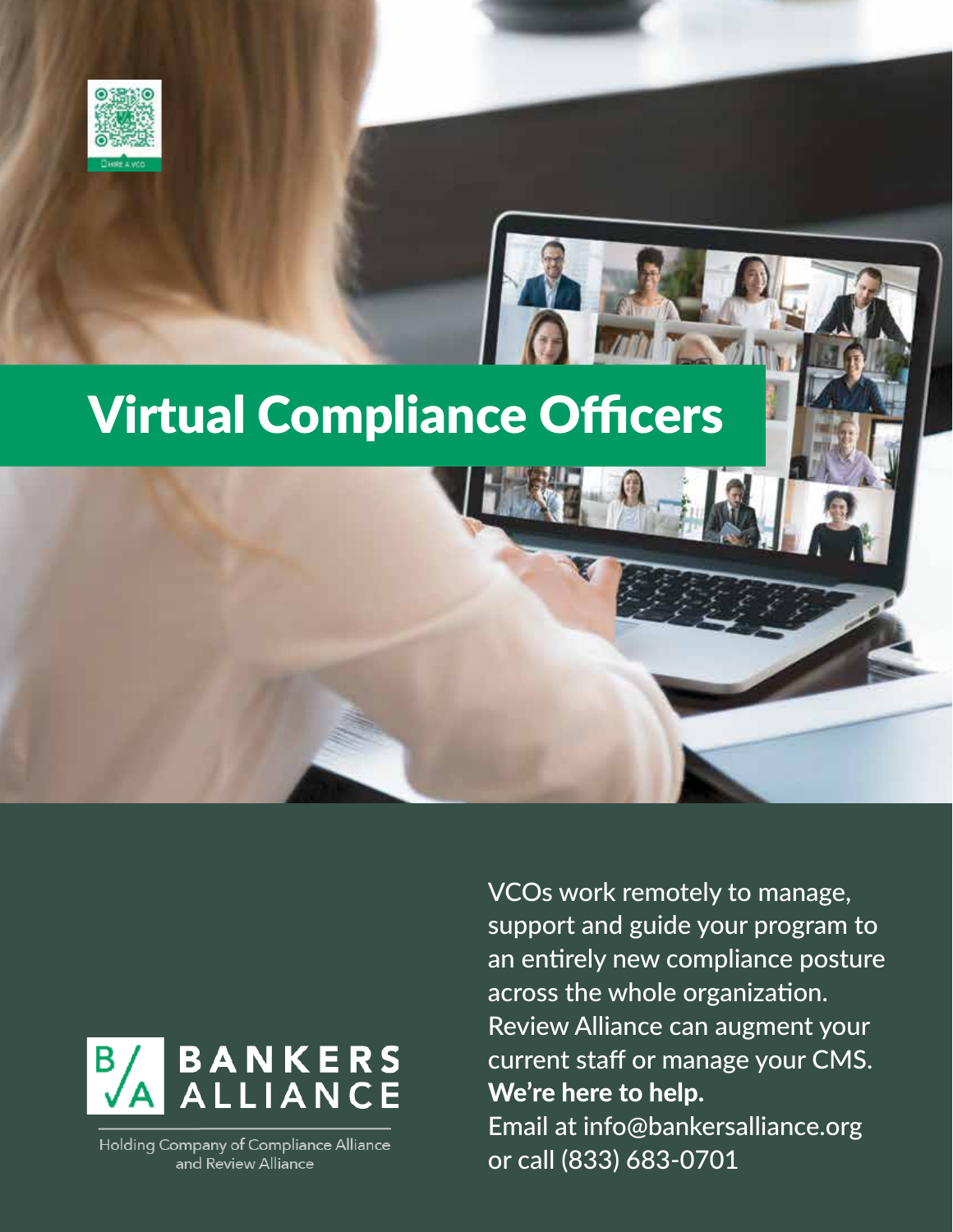# Virtual Compliance Officers

VCOs work remotely to manage, support and guide your program to an entirely new compliance posture across the whole organization. Review Alliance can augment your current staff or manage your CMS.

**We're here to help.**

Email at info@bankersalliance.org or call (833) 683-0701

BANKERS ALLIANCE

Holding Company of Compliance Alliance and Review Alliance